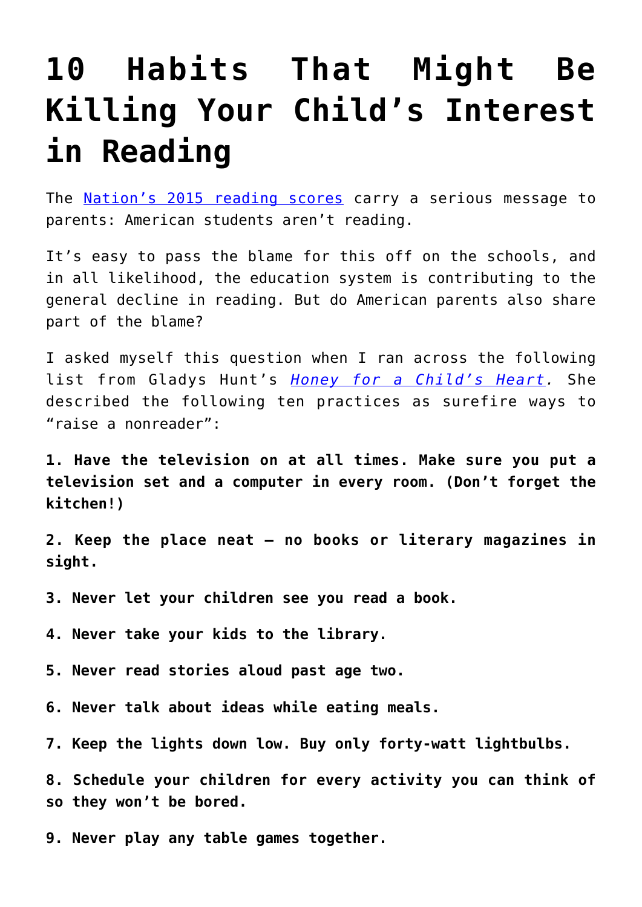# 10 Habits That Might Be Killing Your Child's Interest in Reading

The [Nation's 2015 reading scores](#) carry a serious message to parents: American students aren't reading.

It's easy to pass the blame for this off on the schools, and in all likelihood, the education system is contributing to the general decline in reading. But do American parents also share part of the blame?

I asked myself this question when I ran across the following list from Gladys Hunt's *[Honey for a Child's Heart](#)*. She described the following ten practices as surefire ways to "raise a nonreader":

**1. Have the television on at all times. Make sure you put a television set and a computer in every room. (Don't forget the kitchen!)**

**2. Keep the place neat – no books or literary magazines in sight.**

**3. Never let your children see you read a book.**

**4. Never take your kids to the library.**

**5. Never read stories aloud past age two.**

**6. Never talk about ideas while eating meals.**

**7. Keep the lights down low. Buy only forty-watt lightbulbs.**

**8. Schedule your children for every activity you can think of so they won't be bored.**

**9. Never play any table games together.**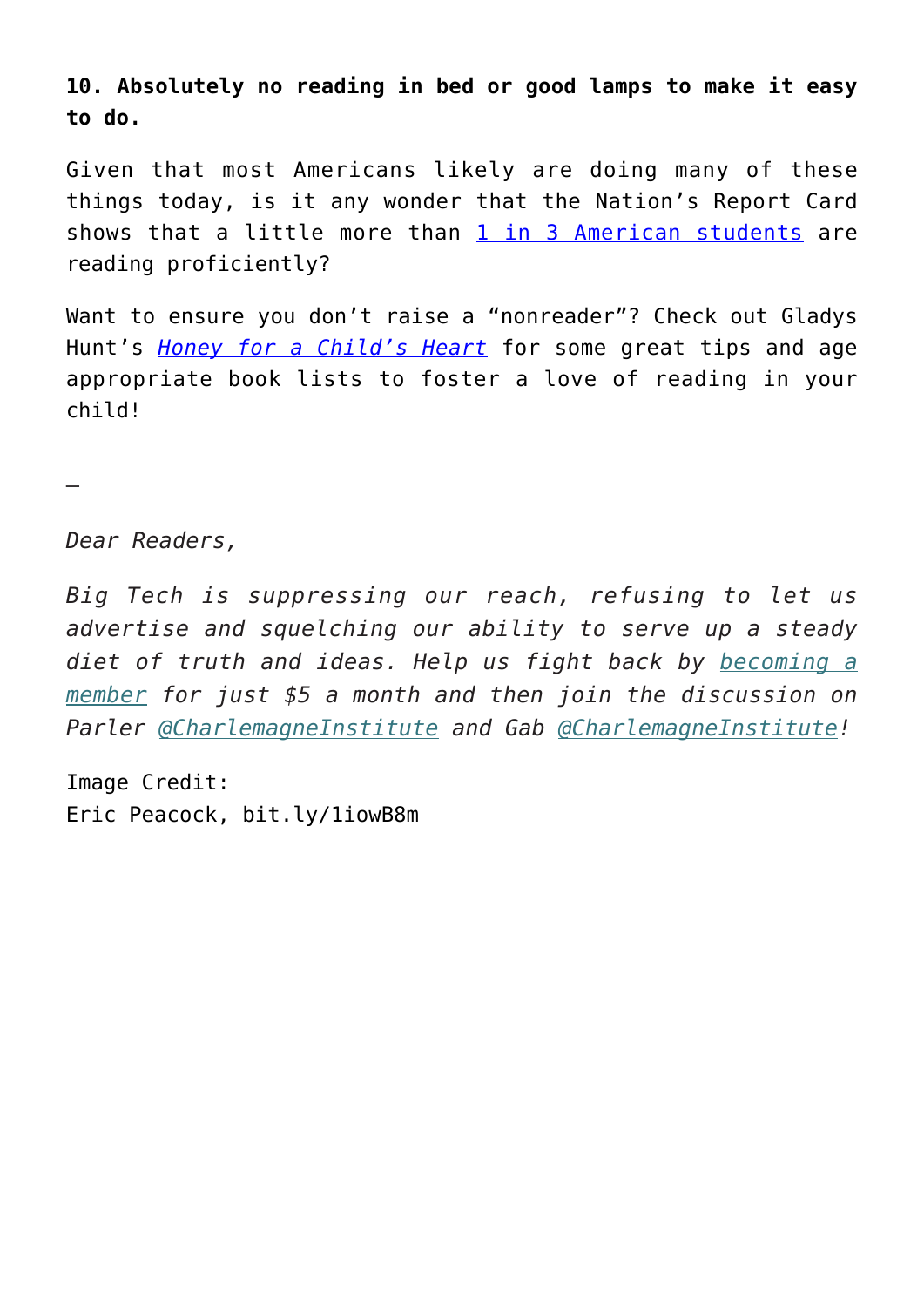**10. Absolutely no reading in bed or good lamps to make it easy to do.**

Given that most Americans likely are doing many of these things today, is it any wonder that the Nation's Report Card shows that a little more than 1 in 3 American students are reading proficiently?

Want to ensure you don't raise a "nonreader"? Check out Gladys Hunt's *Honey for a Child's Heart* for some great tips and age appropriate book lists to foster a love of reading in your child!

—

*Dear Readers,*

*Big Tech is suppressing our reach, refusing to let us advertise and squelching our ability to serve up a steady diet of truth and ideas. Help us fight back by becoming a member for just $5 a month and then join the discussion on Parler @CharlemagneInstitute and Gab @CharlemagneInstitute!*

Image Credit:
Eric Peacock, bit.ly/1iowB8m